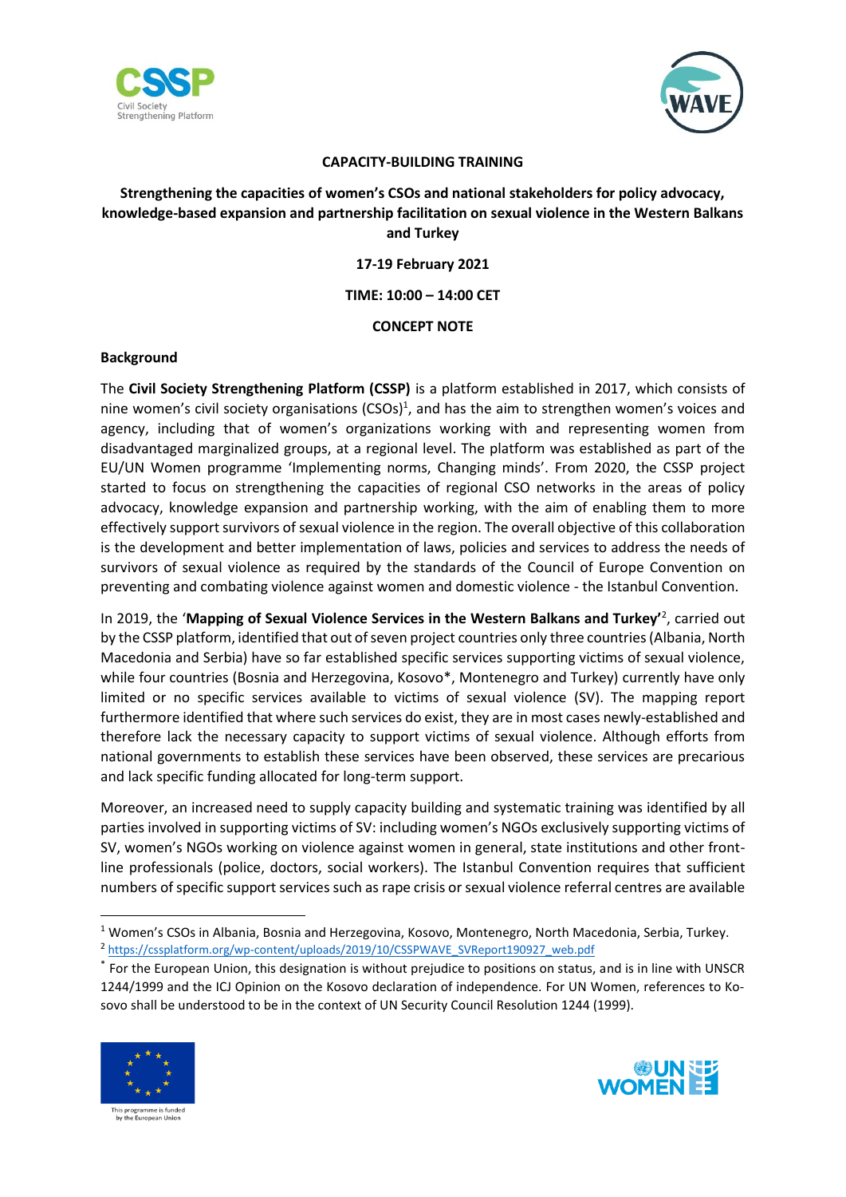**CAPACITY-BUILDING TRAINING**

**Strengthening the capacities of women's CSOs and national stakeholders for policy advocacy, knowledge-based expansion and partnership facilitation on sexual violence in the Western Balkans and Turkey**

**17-19 February 2021**

**TIME: 10:00 – 14:00 CET**

**CONCEPT NOTE**

**Background**

The **Civil Society Strengthening Platform (CSSP)** is a platform established in 2017, which consists of nine women's civil society organisations (CSOs)[1], and has the aim to strengthen women's voices and agency, including that of women's organizations working with and representing women from disadvantaged marginalized groups, at a regional level. The platform was established as part of the EU/UN Women programme 'Implementing norms, Changing minds'. From 2020, the CSSP project started to focus on strengthening the capacities of regional CSO networks in the areas of policy advocacy, knowledge expansion and partnership working, with the aim of enabling them to more effectively support survivors of sexual violence in the region. The overall objective of this collaboration is the development and better implementation of laws, policies and services to address the needs of survivors of sexual violence as required by the standards of the Council of Europe Convention on preventing and combating violence against women and domestic violence - the Istanbul Convention.

In 2019, the '**Mapping of Sexual Violence Services in the Western Balkans and Turkey**'[2], carried out by the CSSP platform, identified that out of seven project countries only three countries (Albania, North Macedonia and Serbia) have so far established specific services supporting victims of sexual violence, while four countries (Bosnia and Herzegovina, Kosovo*, Montenegro and Turkey) currently have only limited or no specific services available to victims of sexual violence (SV). The mapping report furthermore identified that where such services do exist, they are in most cases newly-established and therefore lack the necessary capacity to support victims of sexual violence. Although efforts from national governments to establish these services have been observed, these services are precarious and lack specific funding allocated for long-term support.

Moreover, an increased need to supply capacity building and systematic training was identified by all parties involved in supporting victims of SV: including women's NGOs exclusively supporting victims of SV, women's NGOs working on violence against women in general, state institutions and other front-line professionals (police, doctors, social workers). The Istanbul Convention requires that sufficient numbers of specific support services such as rape crisis or sexual violence referral centres are available

---

[1] Women's CSOs in Albania, Bosnia and Herzegovina, Kosovo, Montenegro, North Macedonia, Serbia, Turkey.

[2] https://cssplatform.org/wp-content/uploads/2019/10/CSSPWAVE_SVReport190927_web.pdf

* For the European Union, this designation is without prejudice to positions on status, and is in line with UNSCR 1244/1999 and the ICJ Opinion on the Kosovo declaration of independence. For UN Women, references to Kosovo shall be understood to be in the context of UN Security Council Resolution 1244 (1999).

This programme is funded by the European Union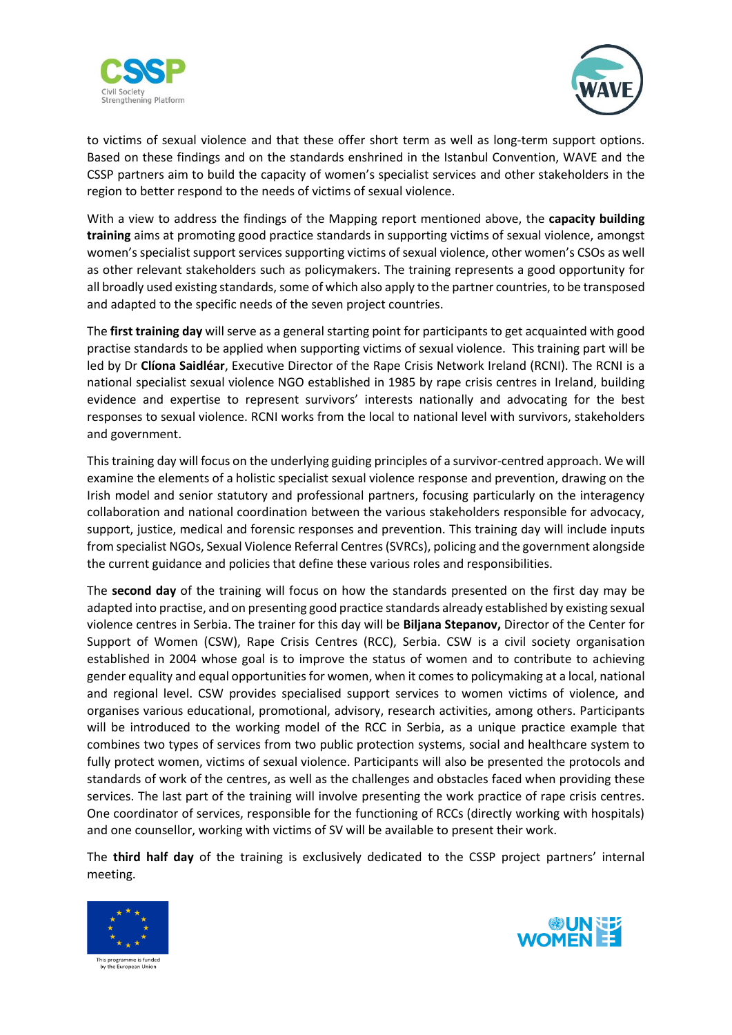to victims of sexual violence and that these offer short term as well as long-term support options. Based on these findings and on the standards enshrined in the Istanbul Convention, WAVE and the CSSP partners aim to build the capacity of women's specialist services and other stakeholders in the region to better respond to the needs of victims of sexual violence.

With a view to address the findings of the Mapping report mentioned above, the **capacity building training** aims at promoting good practice standards in supporting victims of sexual violence, amongst women's specialist support services supporting victims of sexual violence, other women's CSOs as well as other relevant stakeholders such as policymakers. The training represents a good opportunity for all broadly used existing standards, some of which also apply to the partner countries, to be transposed and adapted to the specific needs of the seven project countries.

The **first training day** will serve as a general starting point for participants to get acquainted with good practise standards to be applied when supporting victims of sexual violence. This training part will be led by Dr **Clíona Saidléar**, Executive Director of the Rape Crisis Network Ireland (RCNI). The RCNI is a national specialist sexual violence NGO established in 1985 by rape crisis centres in Ireland, building evidence and expertise to represent survivors' interests nationally and advocating for the best responses to sexual violence. RCNI works from the local to national level with survivors, stakeholders and government.

This training day will focus on the underlying guiding principles of a survivor-centred approach. We will examine the elements of a holistic specialist sexual violence response and prevention, drawing on the Irish model and senior statutory and professional partners, focusing particularly on the interagency collaboration and national coordination between the various stakeholders responsible for advocacy, support, justice, medical and forensic responses and prevention. This training day will include inputs from specialist NGOs, Sexual Violence Referral Centres (SVRCs), policing and the government alongside the current guidance and policies that define these various roles and responsibilities.

The **second day** of the training will focus on how the standards presented on the first day may be adapted into practise, and on presenting good practice standards already established by existing sexual violence centres in Serbia. The trainer for this day will be **Biljana Stepanov,** Director of the Center for Support of Women (CSW), Rape Crisis Centres (RCC), Serbia. CSW is a civil society organisation established in 2004 whose goal is to improve the status of women and to contribute to achieving gender equality and equal opportunities for women, when it comes to policymaking at a local, national and regional level. CSW provides specialised support services to women victims of violence, and organises various educational, promotional, advisory, research activities, among others. Participants will be introduced to the working model of the RCC in Serbia, as a unique practice example that combines two types of services from two public protection systems, social and healthcare system to fully protect women, victims of sexual violence. Participants will also be presented the protocols and standards of work of the centres, as well as the challenges and obstacles faced when providing these services. The last part of the training will involve presenting the work practice of rape crisis centres. One coordinator of services, responsible for the functioning of RCCs (directly working with hospitals) and one counsellor, working with victims of SV will be available to present their work.

The **third half day** of the training is exclusively dedicated to the CSSP project partners' internal meeting.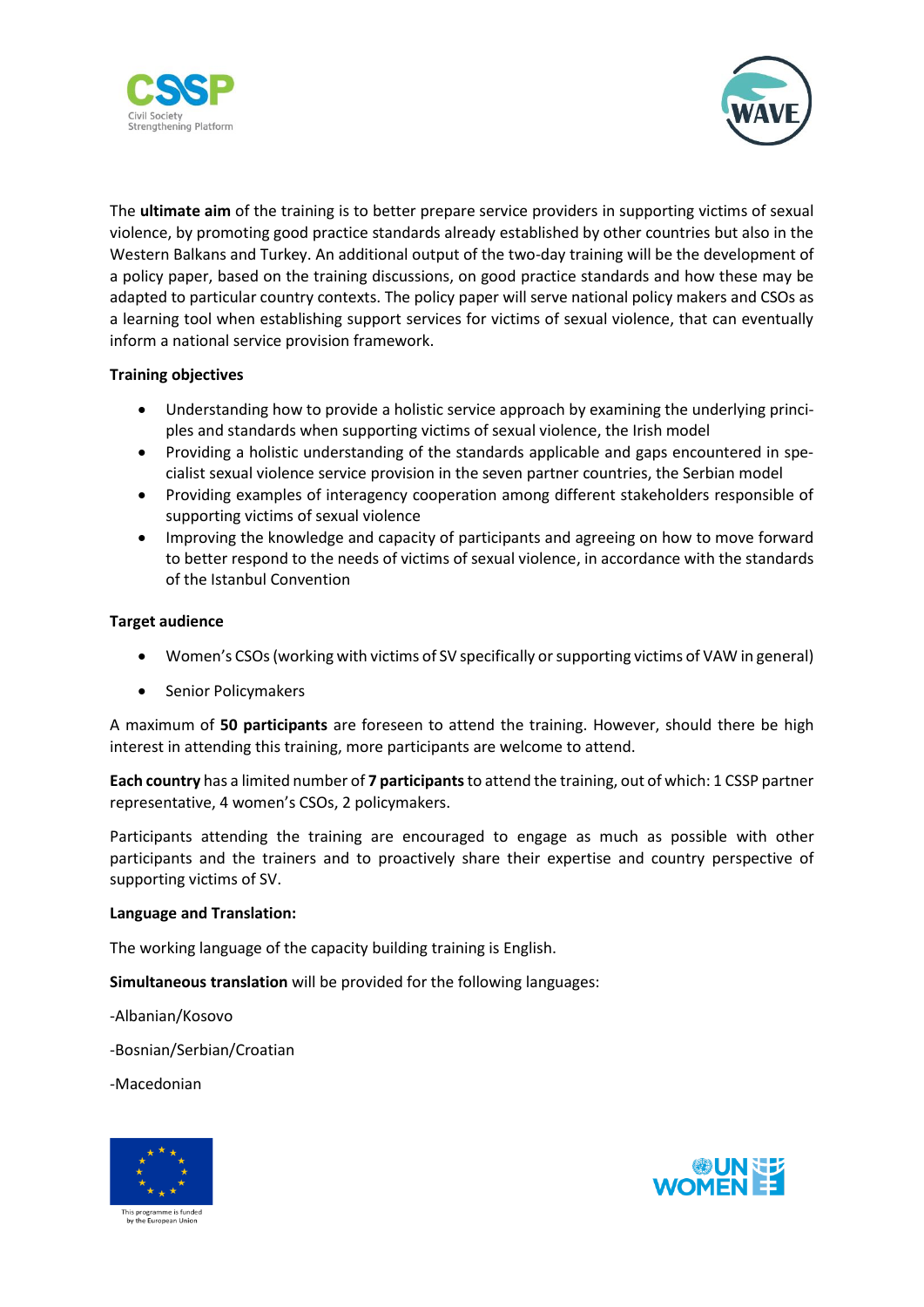The **ultimate aim** of the training is to better prepare service providers in supporting victims of sexual violence, by promoting good practice standards already established by other countries but also in the Western Balkans and Turkey. An additional output of the two-day training will be the development of a policy paper, based on the training discussions, on good practice standards and how these may be adapted to particular country contexts. The policy paper will serve national policy makers and CSOs as a learning tool when establishing support services for victims of sexual violence, that can eventually inform a national service provision framework.

**Training objectives**

- Understanding how to provide a holistic service approach by examining the underlying principles and standards when supporting victims of sexual violence, the Irish model
- Providing a holistic understanding of the standards applicable and gaps encountered in specialist sexual violence service provision in the seven partner countries, the Serbian model
- Providing examples of interagency cooperation among different stakeholders responsible of supporting victims of sexual violence
- Improving the knowledge and capacity of participants and agreeing on how to move forward to better respond to the needs of victims of sexual violence, in accordance with the standards of the Istanbul Convention

**Target audience**

- Women's CSOs (working with victims of SV specifically or supporting victims of VAW in general)
- Senior Policymakers

A maximum of **50 participants** are foreseen to attend the training. However, should there be high interest in attending this training, more participants are welcome to attend.

**Each country** has a limited number of **7 participants** to attend the training, out of which: 1 CSSP partner representative, 4 women's CSOs, 2 policymakers.

Participants attending the training are encouraged to engage as much as possible with other participants and the trainers and to proactively share their expertise and country perspective of supporting victims of SV.

**Language and Translation:**

The working language of the capacity building training is English.

**Simultaneous translation** will be provided for the following languages:

-Albanian/Kosovo

-Bosnian/Serbian/Croatian

-Macedonian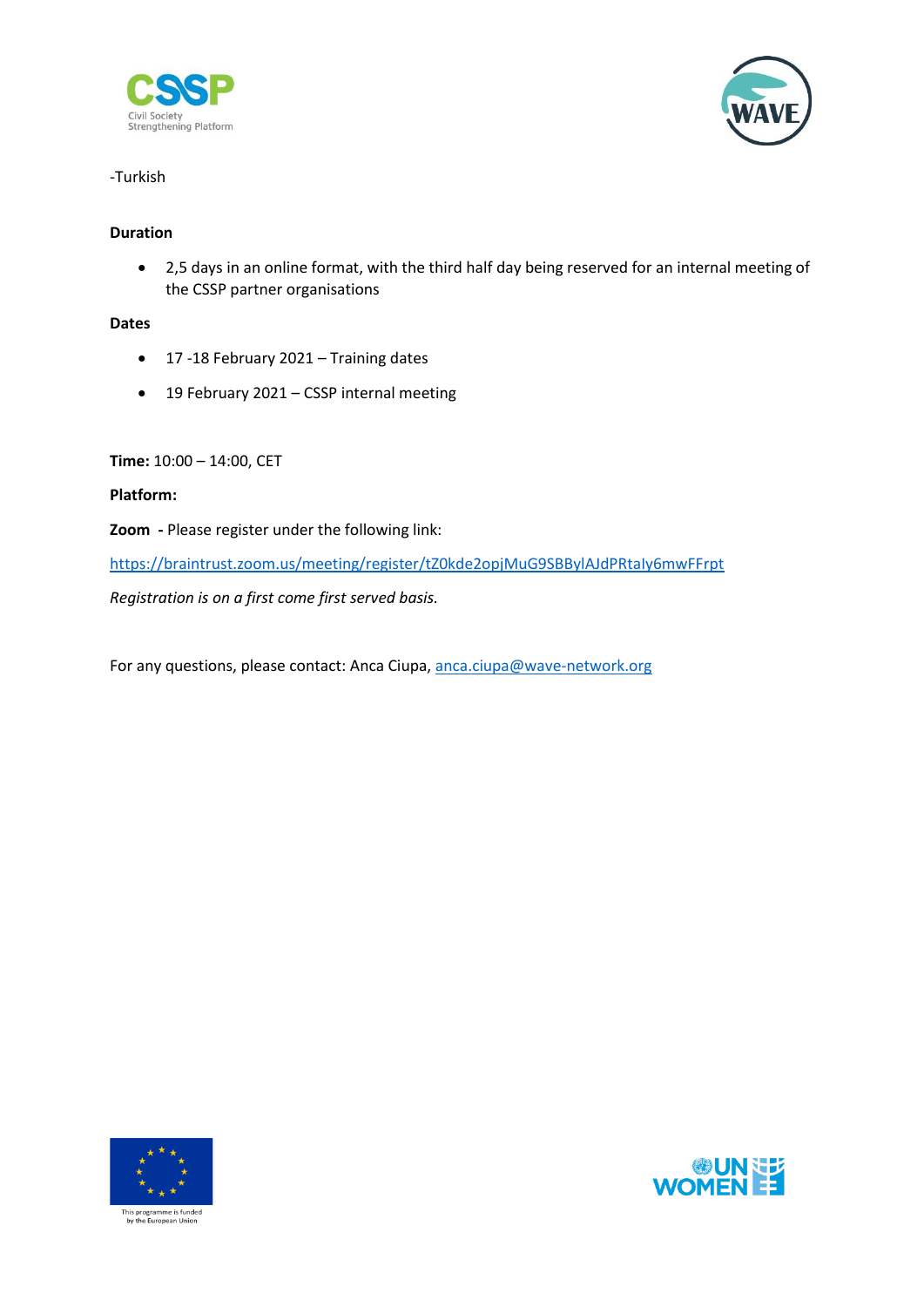-Turkish

**Duration**

- 2,5 days in an online format, with the third half day being reserved for an internal meeting of the CSSP partner organisations

**Dates**

- 17 -18 February 2021 – Training dates
- 19 February 2021 – CSSP internal meeting

**Time:** 10:00 – 14:00, CET

**Platform:**

**Zoom -** Please register under the following link:

https://braintrust.zoom.us/meeting/register/tZ0kde2opjMuG9SBBylAJdPRtaly6mwFFrpt

*Registration is on a first come first served basis.*

For any questions, please contact: Anca Ciupa, anca.ciupa@wave-network.org

This programme is funded by the European Union